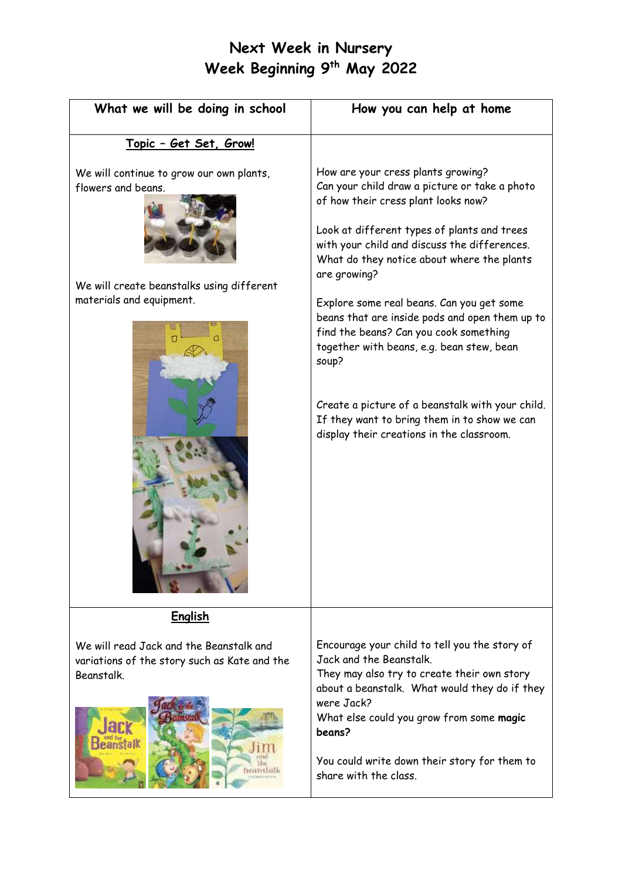# Next Week in Nursery
# Week Beginning 9th May 2022

| What we will be doing in school | How you can help at home |
| --- | --- |
| **Topic – Get Set, Grow!**<br><br>We will continue to grow our own plants, flowers and beans.<br><br>We will create beanstalks using different materials and equipment. | How are your cress plants growing? Can your child draw a picture or take a photo of how their cress plant looks now?<br><br>Look at different types of plants and trees with your child and discuss the differences. What do they notice about where the plants are growing?<br><br>Explore some real beans. Can you get some beans that are inside pods and open them up to find the beans? Can you cook something together with beans, e.g. bean stew, bean soup?<br><br>Create a picture of a beanstalk with your child. If they want to bring them in to show we can display their creations in the classroom. |
| **English**<br><br>We will read Jack and the Beanstalk and variations of the story such as Kate and the Beanstalk. | Encourage your child to tell you the story of Jack and the Beanstalk.<br>They may also try to create their own story about a beanstalk. What would they do if they were Jack?<br>What else could you grow from some **magic beans?**<br><br>You could write down their story for them to share with the class. |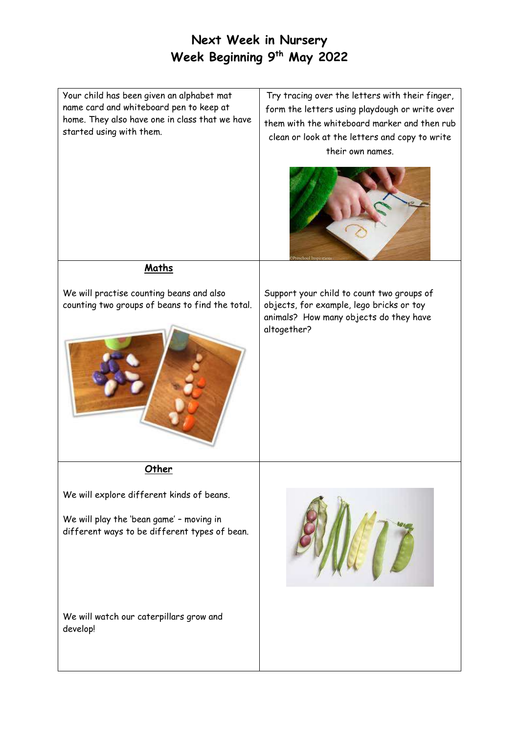# Next Week in Nursery
## Week Beginning 9th May 2022

| | |
|---|---|
| Your child has been given an alphabet mat name card and whiteboard pen to keep at home. They also have one in class that we have started using with them. | Try tracing over the letters with their finger, form the letters using playdough or write over them with the whiteboard marker and then rub clean or look at the letters and copy to write their own names. |
| **Maths**<br><br>We will practise counting beans and also counting two groups of beans to find the total. | Support your child to count two groups of objects, for example, lego bricks or toy animals? How many objects do they have altogether? |
| **Other**<br><br>We will explore different kinds of beans.<br><br>We will play the 'bean game' – moving in different ways to be different types of bean.<br><br>We will watch our caterpillars grow and develop! | |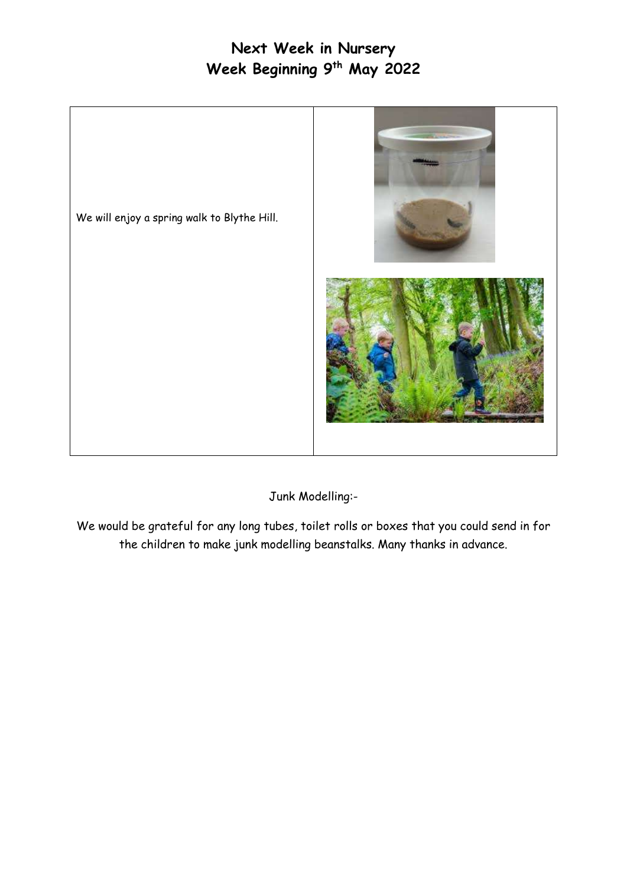# Next Week in Nursery
## Week Beginning 9th May 2022

| | |
|---|---|
| We will enjoy a spring walk to Blythe Hill. | |

Junk Modelling:-

We would be grateful for any long tubes, toilet rolls or boxes that you could send in for the children to make junk modelling beanstalks. Many thanks in advance.